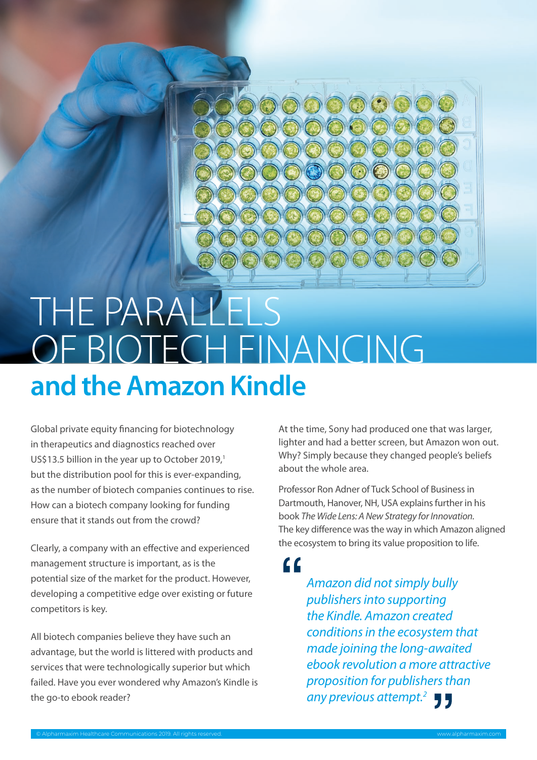# THE PARALLELS OF BIOTECH FINANCING

## and the Amazon Kindle

Global private equity financing for biotechnology in therapeutics and diagnostics reached over US$13.5 billion in the year up to October 2019,[1] but the distribution pool for this is ever-expanding, as the number of biotech companies continues to rise. How can a biotech company looking for funding ensure that it stands out from the crowd?

Clearly, a company with an effective and experienced management structure is important, as is the potential size of the market for the product. However, developing a competitive edge over existing or future competitors is key.

All biotech companies believe they have such an advantage, but the world is littered with products and services that were technologically superior but which failed. Have you ever wondered why Amazon's Kindle is the go-to ebook reader?

At the time, Sony had produced one that was larger, lighter and had a better screen, but Amazon won out. Why? Simply because they changed people's beliefs about the whole area.

Professor Ron Adner of Tuck School of Business in Dartmouth, Hanover, NH, USA explains further in his book *The Wide Lens: A New Strategy for Innovation.* The key difference was the way in which Amazon aligned the ecosystem to bring its value proposition to life.

> *Amazon did not simply bully publishers into supporting the Kindle. Amazon created conditions in the ecosystem that made joining the long-awaited ebook revolution a more attractive proposition for publishers than any previous attempt.*[2]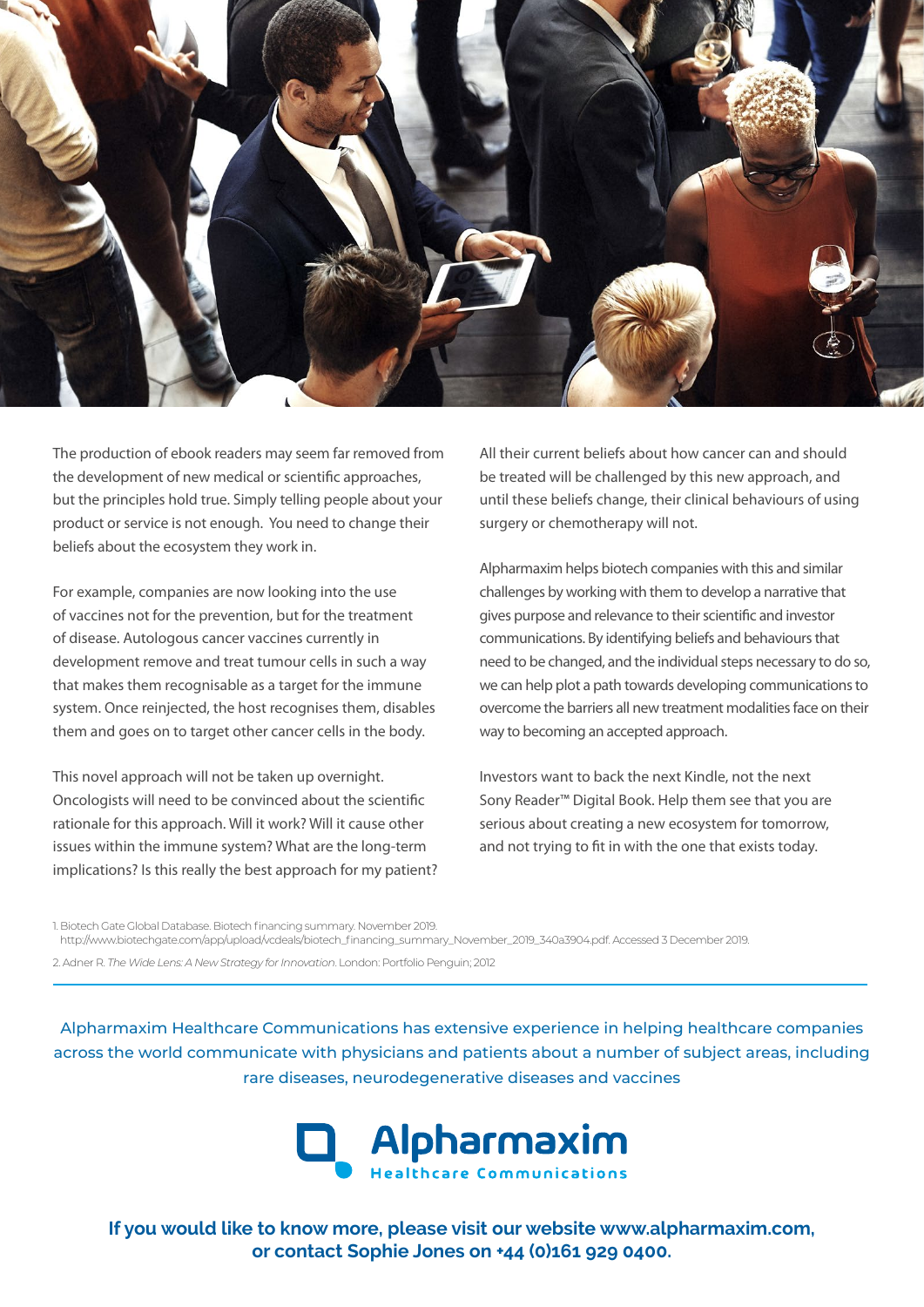The production of ebook readers may seem far removed from the development of new medical or scientific approaches, but the principles hold true. Simply telling people about your product or service is not enough. You need to change their beliefs about the ecosystem they work in.

For example, companies are now looking into the use of vaccines not for the prevention, but for the treatment of disease. Autologous cancer vaccines currently in development remove and treat tumour cells in such a way that makes them recognisable as a target for the immune system. Once reinjected, the host recognises them, disables them and goes on to target other cancer cells in the body.

This novel approach will not be taken up overnight. Oncologists will need to be convinced about the scientific rationale for this approach. Will it work? Will it cause other issues within the immune system? What are the long-term implications? Is this really the best approach for my patient? All their current beliefs about how cancer can and should be treated will be challenged by this new approach, and until these beliefs change, their clinical behaviours of using surgery or chemotherapy will not.

Alpharmaxim helps biotech companies with this and similar challenges by working with them to develop a narrative that gives purpose and relevance to their scientific and investor communications. By identifying beliefs and behaviours that need to be changed, and the individual steps necessary to do so, we can help plot a path towards developing communications to overcome the barriers all new treatment modalities face on their way to becoming an accepted approach.

Investors want to back the next Kindle, not the next Sony Reader™ Digital Book. Help them see that you are serious about creating a new ecosystem for tomorrow, and not trying to fit in with the one that exists today.

1. Biotech Gate Global Database. Biotech financing summary. November 2019. http://www.biotechgate.com/app/upload/vcdeals/biotech_financing_summary_November_2019_340a3904.pdf. Accessed 3 December 2019.

2. Adner R. *The Wide Lens: A New Strategy for Innovation*. London: Portfolio Penguin; 2012

---

Alpharmaxim Healthcare Communications has extensive experience in helping healthcare companies across the world communicate with physicians and patients about a number of subject areas, including rare diseases, neurodegenerative diseases and vaccines

**Alpharmaxim**
Healthcare Communications

**If you would like to know more, please visit our website www.alpharmaxim.com, or contact Sophie Jones on +44 (0)161 929 0400.**